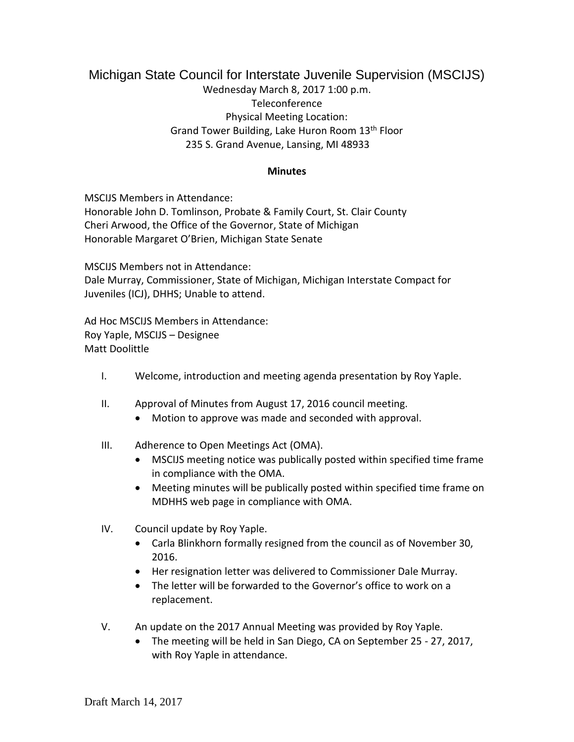# Michigan State Council for Interstate Juvenile Supervision (MSCIJS)

Wednesday March 8, 2017 1:00 p.m.
Teleconference
Physical Meeting Location:
Grand Tower Building, Lake Huron Room 13th Floor
235 S. Grand Avenue, Lansing, MI 48933

**Minutes**

MSCIJS Members in Attendance:
Honorable John D. Tomlinson, Probate & Family Court, St. Clair County
Cheri Arwood, the Office of the Governor, State of Michigan
Honorable Margaret O'Brien, Michigan State Senate

MSCIJS Members not in Attendance:
Dale Murray, Commissioner, State of Michigan, Michigan Interstate Compact for Juveniles (ICJ), DHHS; Unable to attend.

Ad Hoc MSCIJS Members in Attendance:
Roy Yaple, MSCIJS – Designee
Matt Doolittle

I. Welcome, introduction and meeting agenda presentation by Roy Yaple.

II. Approval of Minutes from August 17, 2016 council meeting.
   - Motion to approve was made and seconded with approval.

III. Adherence to Open Meetings Act (OMA).
   - MSCIJS meeting notice was publically posted within specified time frame in compliance with the OMA.
   - Meeting minutes will be publically posted within specified time frame on MDHHS web page in compliance with OMA.

IV. Council update by Roy Yaple.
   - Carla Blinkhorn formally resigned from the council as of November 30, 2016.
   - Her resignation letter was delivered to Commissioner Dale Murray.
   - The letter will be forwarded to the Governor's office to work on a replacement.

V. An update on the 2017 Annual Meeting was provided by Roy Yaple.
   - The meeting will be held in San Diego, CA on September 25 - 27, 2017, with Roy Yaple in attendance.

Draft March 14, 2017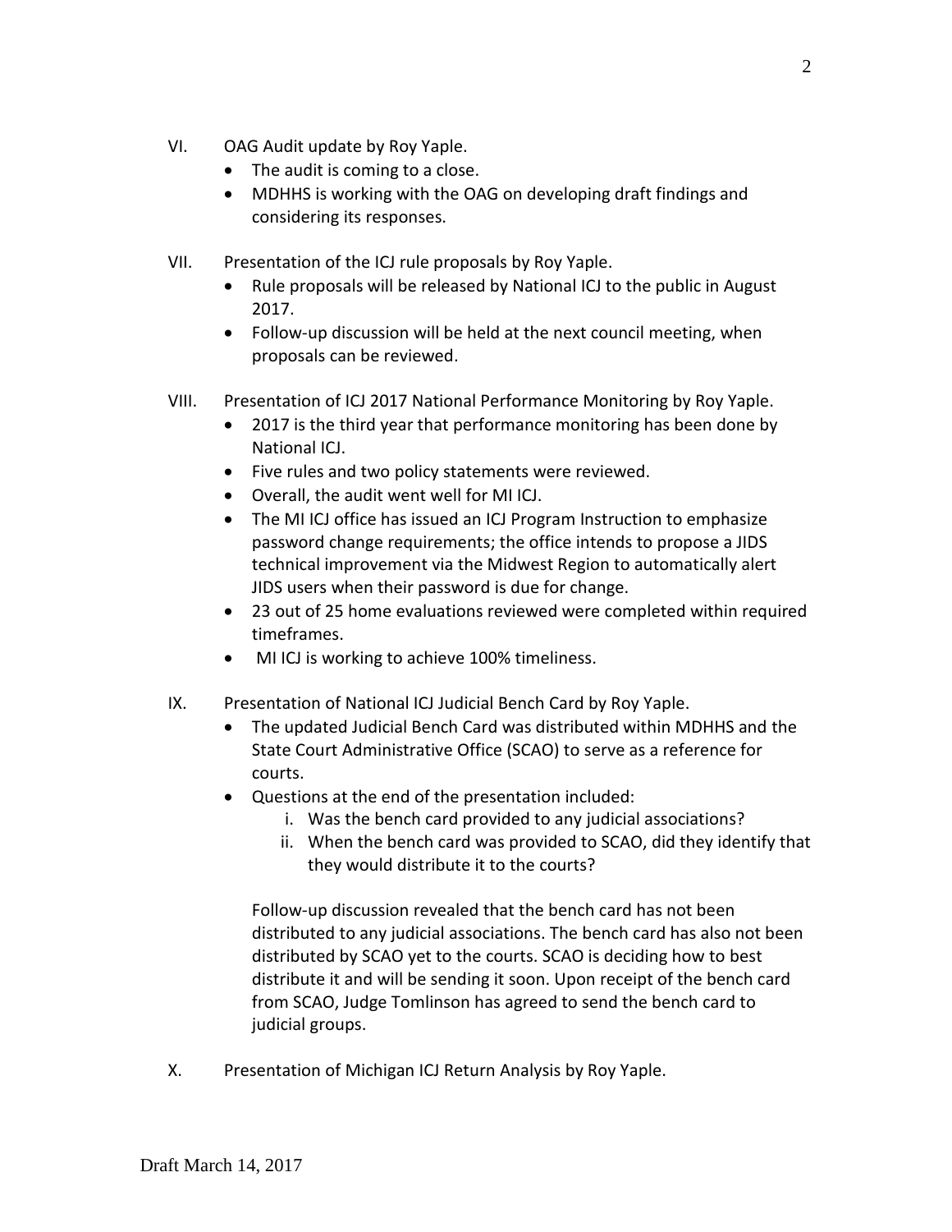VI. OAG Audit update by Roy Yaple.

- The audit is coming to a close.
- MDHHS is working with the OAG on developing draft findings and considering its responses.

VII. Presentation of the ICJ rule proposals by Roy Yaple.

- Rule proposals will be released by National ICJ to the public in August 2017.
- Follow-up discussion will be held at the next council meeting, when proposals can be reviewed.

VIII. Presentation of ICJ 2017 National Performance Monitoring by Roy Yaple.

- 2017 is the third year that performance monitoring has been done by National ICJ.
- Five rules and two policy statements were reviewed.
- Overall, the audit went well for MI ICJ.
- The MI ICJ office has issued an ICJ Program Instruction to emphasize password change requirements; the office intends to propose a JIDS technical improvement via the Midwest Region to automatically alert JIDS users when their password is due for change.
- 23 out of 25 home evaluations reviewed were completed within required timeframes.
- MI ICJ is working to achieve 100% timeliness.

IX. Presentation of National ICJ Judicial Bench Card by Roy Yaple.

- The updated Judicial Bench Card was distributed within MDHHS and the State Court Administrative Office (SCAO) to serve as a reference for courts.
- Questions at the end of the presentation included:
  - i. Was the bench card provided to any judicial associations?
  - ii. When the bench card was provided to SCAO, did they identify that they would distribute it to the courts?

Follow-up discussion revealed that the bench card has not been distributed to any judicial associations. The bench card has also not been distributed by SCAO yet to the courts. SCAO is deciding how to best distribute it and will be sending it soon. Upon receipt of the bench card from SCAO, Judge Tomlinson has agreed to send the bench card to judicial groups.

X. Presentation of Michigan ICJ Return Analysis by Roy Yaple.

Draft March 14, 2017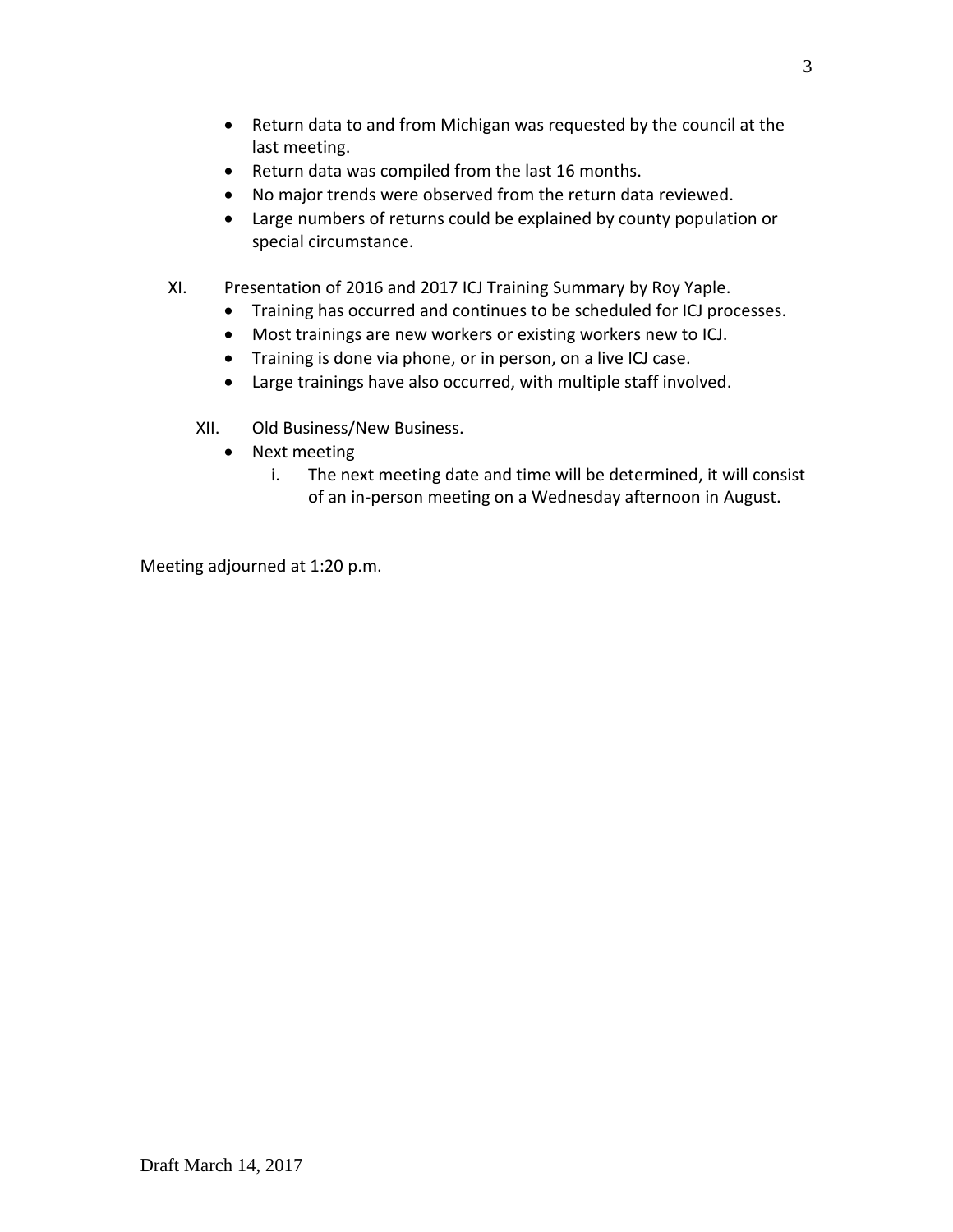- Return data to and from Michigan was requested by the council at the last meeting.
- Return data was compiled from the last 16 months.
- No major trends were observed from the return data reviewed.
- Large numbers of returns could be explained by county population or special circumstance.

XI. Presentation of 2016 and 2017 ICJ Training Summary by Roy Yaple.

- Training has occurred and continues to be scheduled for ICJ processes.
- Most trainings are new workers or existing workers new to ICJ.
- Training is done via phone, or in person, on a live ICJ case.
- Large trainings have also occurred, with multiple staff involved.

XII. Old Business/New Business.

- Next meeting
  - i. The next meeting date and time will be determined, it will consist of an in-person meeting on a Wednesday afternoon in August.

Meeting adjourned at 1:20 p.m.

Draft March 14, 2017